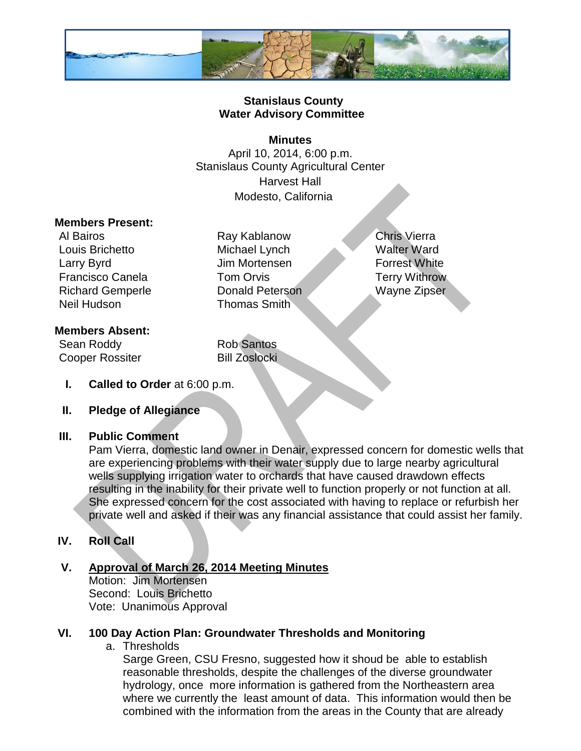# Stanislaus County
# Water Advisory Committee

**Minutes**
April 10, 2014, 6:00 p.m.
Stanislaus County Agricultural Center
Harvest Hall
Modesto, California

**Members Present:**

| | | |
|---|---|---|
| Al Bairos | Ray Kablanow | Chris Vierra |
| Louis Brichetto | Michael Lynch | Walter Ward |
| Larry Byrd | Jim Mortensen | Forrest White |
| Francisco Canela | Tom Orvis | Terry Withrow |
| Richard Gemperle | Donald Peterson | Wayne Zipser |
| Neil Hudson | Thomas Smith | |

**Members Absent:**

| | |
|---|---|
| Sean Roddy | Rob Santos |
| Cooper Rossiter | Bill Zoslocki |

**I. Called to Order** at 6:00 p.m.

**II. Pledge of Allegiance**

**III. Public Comment**
Pam Vierra, domestic land owner in Denair, expressed concern for domestic wells that are experiencing problems with their water supply due to large nearby agricultural wells supplying irrigation water to orchards that have caused drawdown effects resulting in the inability for their private well to function properly or not function at all. She expressed concern for the cost associated with having to replace or refurbish her private well and asked if their was any financial assistance that could assist her family.

**IV. Roll Call**

**V. <u>Approval of March 26, 2014 Meeting Minutes</u>**
Motion: Jim Mortensen
Second: Louis Brichetto
Vote: Unanimous Approval

**VI. 100 Day Action Plan: Groundwater Thresholds and Monitoring**

a. Thresholds
Sarge Green, CSU Fresno, suggested how it shoud be able to establish reasonable thresholds, despite the challenges of the diverse groundwater hydrology, once more information is gathered from the Northeastern area where we currently the least amount of data. This information would then be combined with the information from the areas in the County that are already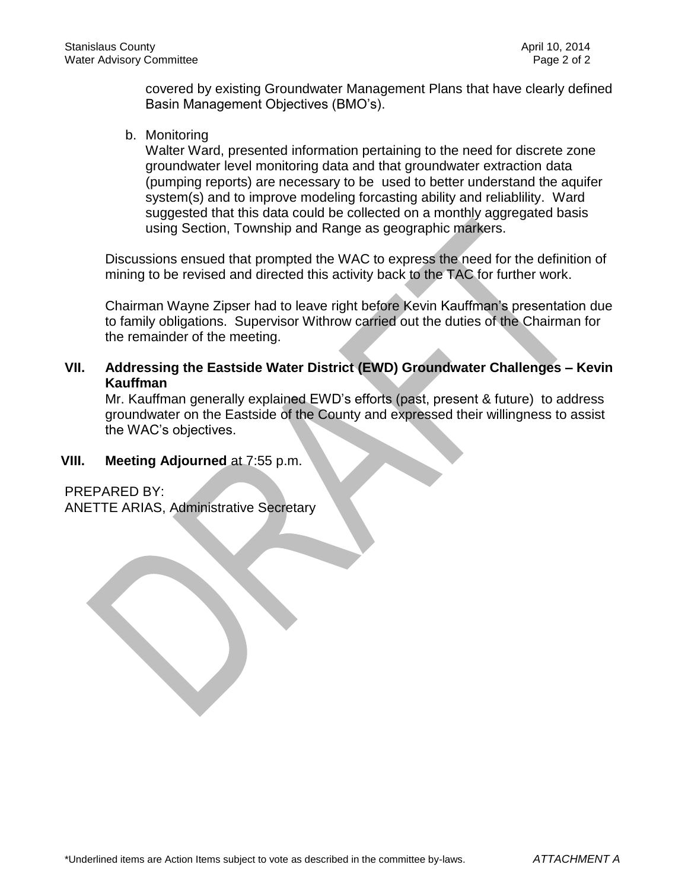covered by existing Groundwater Management Plans that have clearly defined Basin Management Objectives (BMO's).

b. Monitoring
Walter Ward, presented information pertaining to the need for discrete zone groundwater level monitoring data and that groundwater extraction data (pumping reports) are necessary to be used to better understand the aquifer system(s) and to improve modeling forcasting ability and reliablility. Ward suggested that this data could be collected on a monthly aggregated basis using Section, Township and Range as geographic markers.

Discussions ensued that prompted the WAC to express the need for the definition of mining to be revised and directed this activity back to the TAC for further work.

Chairman Wayne Zipser had to leave right before Kevin Kauffman's presentation due to family obligations. Supervisor Withrow carried out the duties of the Chairman for the remainder of the meeting.

**VII. Addressing the Eastside Water District (EWD) Groundwater Challenges – Kevin Kauffman**

Mr. Kauffman generally explained EWD's efforts (past, present & future) to address groundwater on the Eastside of the County and expressed their willingness to assist the WAC's objectives.

**VIII. Meeting Adjourned** at 7:55 p.m.

PREPARED BY:
ANETTE ARIAS, Administrative Secretary

*Underlined items are Action Items subject to vote as described in the committee by-laws.

*ATTACHMENT A*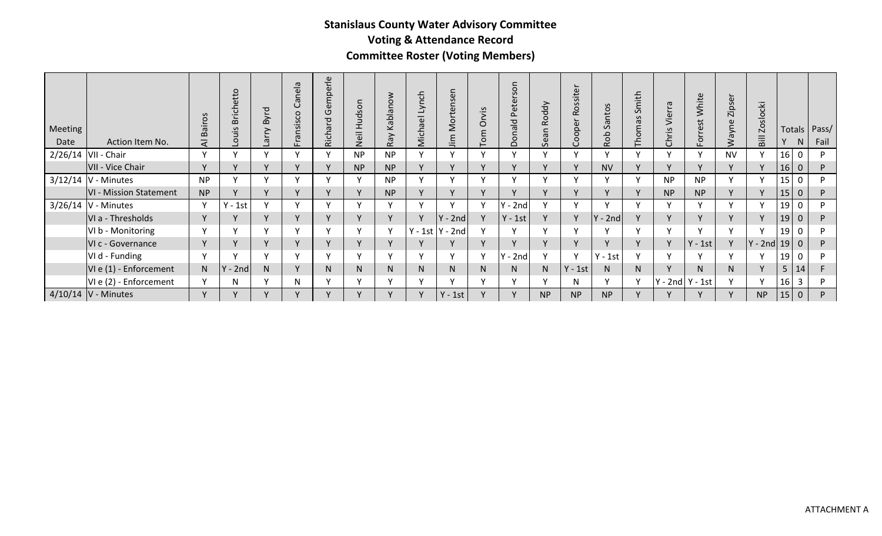# Stanislaus County Water Advisory Committee
## Voting & Attendance Record
## Committee Roster (Voting Members)

| Meeting Date | Action Item No. | Al Bairos | Louis Brichetto | Larry Byrd | Fransisco Canela | Richard Gemperle | Neil Hudson | Ray Kablanow | Michael Lynch | Jim Mortensen | Tom Orvis | Donald Peterson | Sean Roddy | Cooper Rossiter | Rob Santos | Thomas Smith | Chris Vierra | Forrest White | Wayne Zipser | Bill Zoslocki | Totals Y | Totals N | Pass/ Fail |
|---|---|---|---|---|---|---|---|---|---|---|---|---|---|---|---|---|---|---|---|---|---|---|---|
| 2/26/14 | VII - Chair | Y | Y | Y | Y | Y | NP | NP | Y | Y | Y | Y | Y | Y | Y | Y | Y | Y | NV | Y | 16 | 0 | P |
| | VII - Vice Chair | Y | Y | Y | Y | Y | NP | NP | Y | Y | Y | Y | Y | Y | NV | Y | Y | Y | Y | Y | 16 | 0 | P |
| 3/12/14 | V - Minutes | NP | Y | Y | Y | Y | Y | NP | Y | Y | Y | Y | Y | Y | Y | Y | NP | NP | Y | Y | 15 | 0 | P |
| | VI - Mission Statement | NP | Y | Y | Y | Y | Y | NP | Y | Y | Y | Y | Y | Y | Y | Y | NP | NP | Y | Y | 15 | 0 | P |
| 3/26/14 | V - Minutes | Y | Y - 1st | Y | Y | Y | Y | Y | Y | Y | Y | Y - 2nd | Y | Y | Y | Y | Y | Y | Y | Y | 19 | 0 | P |
| | VI a - Thresholds | Y | Y | Y | Y | Y | Y | Y | Y | Y - 2nd | Y | Y - 1st | Y | Y | Y - 2nd | Y | Y | Y | Y | Y | 19 | 0 | P |
| | VI b - Monitoring | Y | Y | Y | Y | Y | Y | Y | Y - 1st | Y - 2nd | Y | Y | Y | Y | Y | Y | Y | Y | Y | Y | 19 | 0 | P |
| | VI c - Governance | Y | Y | Y | Y | Y | Y | Y | Y | Y | Y | Y | Y | Y | Y | Y | Y | Y - 1st | Y | Y - 2nd | 19 | 0 | P |
| | VI d - Funding | Y | Y | Y | Y | Y | Y | Y | Y | Y | Y | Y - 2nd | Y | Y | Y - 1st | Y | Y | Y | Y | Y | 19 | 0 | P |
| | VI e (1) - Enforcement | N | Y - 2nd | N | Y | N | N | N | N | N | N | N | N | Y - 1st | N | N | Y | N | N | Y | 5 | 14 | F |
| | VI e (2) - Enforcement | Y | N | Y | N | Y | Y | Y | Y | Y | Y | Y | Y | N | Y | Y | Y - 2nd | Y - 1st | Y | Y | 16 | 3 | P |
| 4/10/14 | V - Minutes | Y | Y | Y | Y | Y | Y | Y | Y | Y - 1st | Y | Y | NP | NP | NP | Y | Y | Y | Y | NP | 15 | 0 | P |

ATTACHMENT A